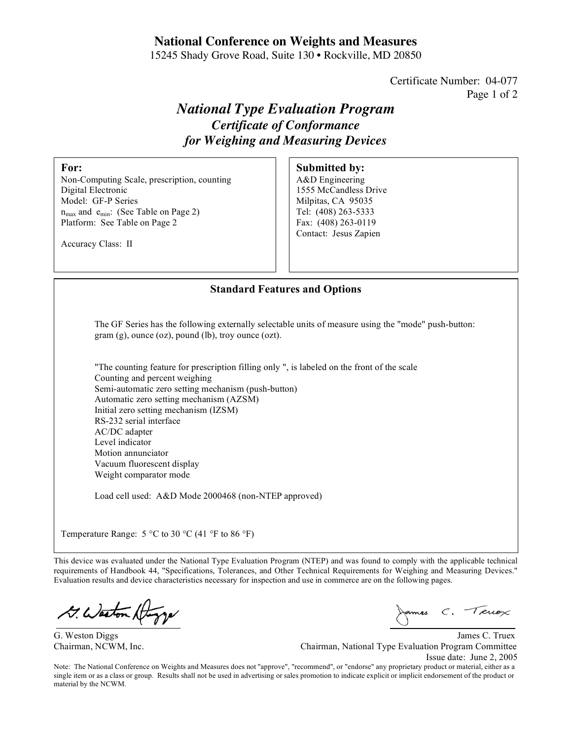# National Conference on Weights and Measures

15245 Shady Grove Road, Suite 130 • Rockville, MD 20850

Certificate Number: 04-077

## *National Type Evaluation Program*

### *Certificate of Conformance for Weighing and Measuring Devices*

**For:**
Non-Computing Scale, prescription, counting
Digital Electronic
Model: GF-P Series
$n_{max}$ and $e_{min}$: (See Table on Page 2)
Platform: See Table on Page 2

Accuracy Class: II

**Submitted by:**
A&D Engineering
1555 McCandless Drive
Milpitas, CA 95035
Tel: (408) 263-5333
Fax: (408) 263-0119
Contact: Jesus Zapien

### Standard Features and Options

The GF Series has the following externally selectable units of measure using the "mode" push-button: gram (g), ounce (oz), pound (lb), troy ounce (ozt).

"The counting feature for prescription filling only ", is labeled on the front of the scale
Counting and percent weighing
Semi-automatic zero setting mechanism (push-button)
Automatic zero setting mechanism (AZSM)
Initial zero setting mechanism (IZSM)
RS-232 serial interface
AC/DC adapter
Level indicator
Motion annunciator
Vacuum fluorescent display
Weight comparator mode

Load cell used: A&D Mode 2000468 (non-NTEP approved)

Temperature Range: 5 °C to 30 °C (41 °F to 86 °F)

This device was evaluated under the National Type Evaluation Program (NTEP) and was found to comply with the applicable technical requirements of Handbook 44, "Specifications, Tolerances, and Other Technical Requirements for Weighing and Measuring Devices." Evaluation results and device characteristics necessary for inspection and use in commerce are on the following pages.

G. Weston Diggs
Chairman, NCWM, Inc.

James C. Truex
Chairman, National Type Evaluation Program Committee

Issue date: June 2, 2005

Note: The National Conference on Weights and Measures does not "approve", "recommend", or "endorse" any proprietary product or material, either as a single item or as a class or group. Results shall not be used in advertising or sales promotion to indicate explicit or implicit endorsement of the product or material by the NCWM.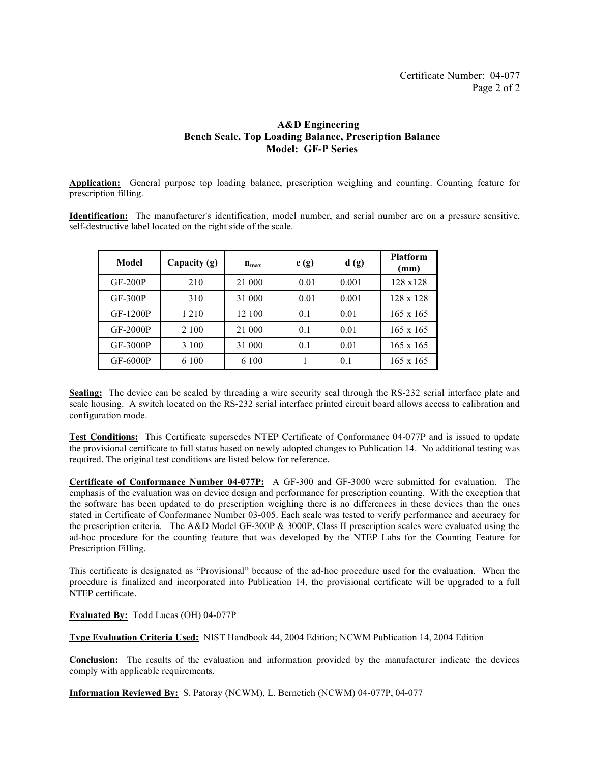Certificate Number: 04-077

### A&D Engineering
### Bench Scale, Top Loading Balance, Prescription Balance
### Model: GF-P Series

**Application:** General purpose top loading balance, prescription weighing and counting. Counting feature for prescription filling.

**Identification:** The manufacturer's identification, model number, and serial number are on a pressure sensitive, self-destructive label located on the right side of the scale.

| Model | Capacity (g) | $n_{max}$ | e (g) | d (g) | Platform (mm) |
|---|---|---|---|---|---|
| GF-200P | 210 | 21 000 | 0.01 | 0.001 | 128 x128 |
| GF-300P | 310 | 31 000 | 0.01 | 0.001 | 128 x 128 |
| GF-1200P | 1 210 | 12 100 | 0.1 | 0.01 | 165 x 165 |
| GF-2000P | 2 100 | 21 000 | 0.1 | 0.01 | 165 x 165 |
| GF-3000P | 3 100 | 31 000 | 0.1 | 0.01 | 165 x 165 |
| GF-6000P | 6 100 | 6 100 | 1 | 0.1 | 165 x 165 |

**Sealing:** The device can be sealed by threading a wire security seal through the RS-232 serial interface plate and scale housing. A switch located on the RS-232 serial interface printed circuit board allows access to calibration and configuration mode.

**Test Conditions:** This Certificate supersedes NTEP Certificate of Conformance 04-077P and is issued to update the provisional certificate to full status based on newly adopted changes to Publication 14. No additional testing was required. The original test conditions are listed below for reference.

**Certificate of Conformance Number 04-077P:** A GF-300 and GF-3000 were submitted for evaluation. The emphasis of the evaluation was on device design and performance for prescription counting. With the exception that the software has been updated to do prescription weighing there is no differences in these devices than the ones stated in Certificate of Conformance Number 03-005. Each scale was tested to verify performance and accuracy for the prescription criteria. The A&D Model GF-300P & 3000P, Class II prescription scales were evaluated using the ad-hoc procedure for the counting feature that was developed by the NTEP Labs for the Counting Feature for Prescription Filling.

This certificate is designated as "Provisional" because of the ad-hoc procedure used for the evaluation. When the procedure is finalized and incorporated into Publication 14, the provisional certificate will be upgraded to a full NTEP certificate.

**Evaluated By:** Todd Lucas (OH) 04-077P

**Type Evaluation Criteria Used:** NIST Handbook 44, 2004 Edition; NCWM Publication 14, 2004 Edition

**Conclusion:** The results of the evaluation and information provided by the manufacturer indicate the devices comply with applicable requirements.

**Information Reviewed By:** S. Patoray (NCWM), L. Bernetich (NCWM) 04-077P, 04-077